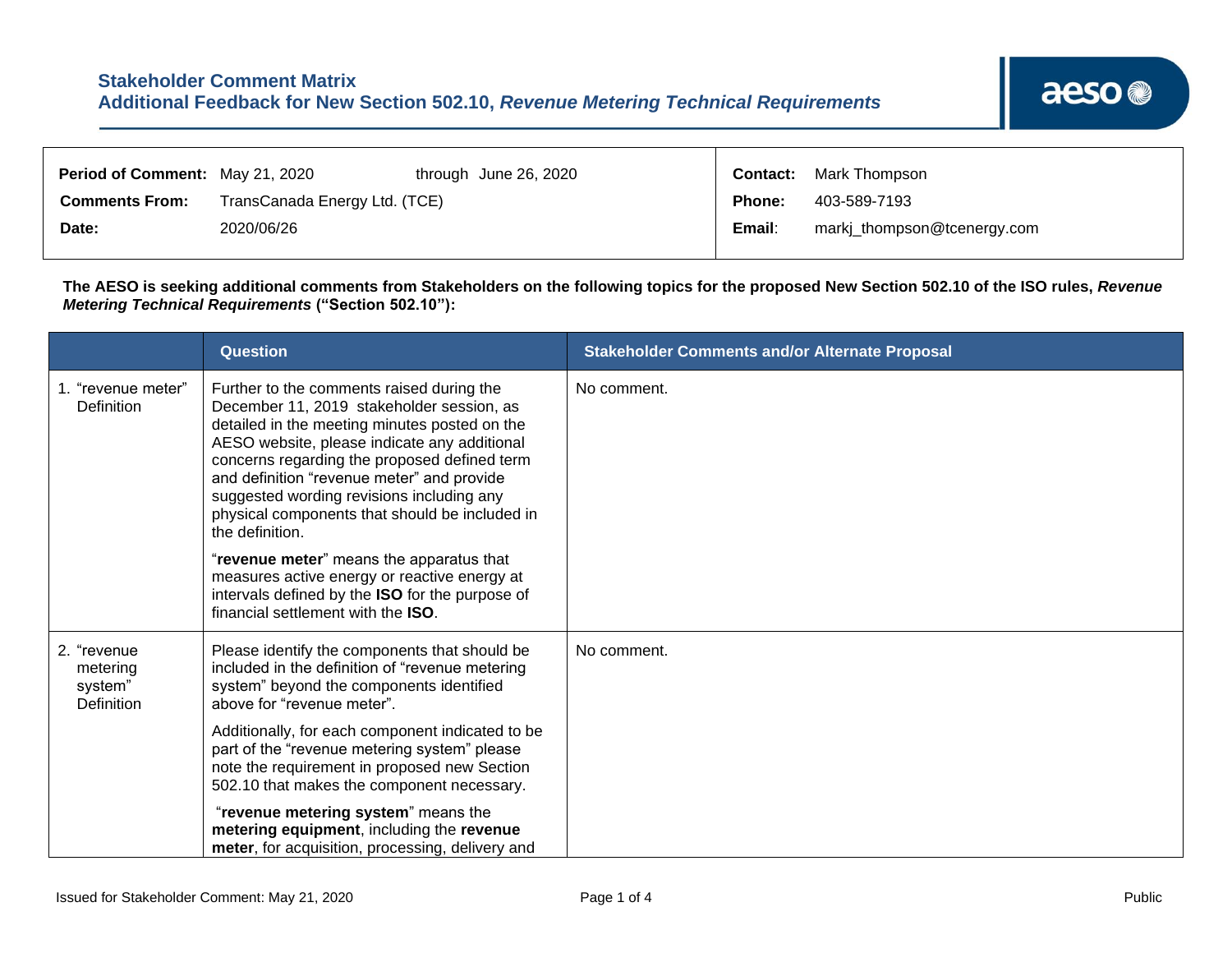# Stakeholder Comment Matrix
## Additional Feedback for New Section 502.10, *Revenue Metering Technical Requirements*

| | | | | |
|---|---|---|---|---|
| **Period of Comment:** | May 21, 2020 | through June 26, 2020 | **Contact:** | Mark Thompson |
| **Comments From:** | TransCanada Energy Ltd. (TCE) | | **Phone:** | 403-589-7193 |
| **Date:** | 2020/06/26 | | **Email:** | markj_thompson@tcenergy.com |

**The AESO is seeking additional comments from Stakeholders on the following topics for the proposed New Section 502.10 of the ISO rules, *Revenue Metering Technical Requirements* ("Section 502.10"):**

| | Question | Stakeholder Comments and/or Alternate Proposal |
|---|---|---|
| 1. "revenue meter" Definition | Further to the comments raised during the December 11, 2019 stakeholder session, as detailed in the meeting minutes posted on the AESO website, please indicate any additional concerns regarding the proposed defined term and definition "revenue meter" and provide suggested wording revisions including any physical components that should be included in the definition.<br><br>"**revenue meter**" means the apparatus that measures active energy or reactive energy at intervals defined by the **ISO** for the purpose of financial settlement with the **ISO**. | No comment. |
| 2. "revenue metering system" Definition | Please identify the components that should be included in the definition of "revenue metering system" beyond the components identified above for "revenue meter".<br><br>Additionally, for each component indicated to be part of the "revenue metering system" please note the requirement in proposed new Section 502.10 that makes the component necessary.<br><br>"**revenue metering system**" means the **metering equipment**, including the **revenue meter**, for acquisition, processing, delivery and | No comment. |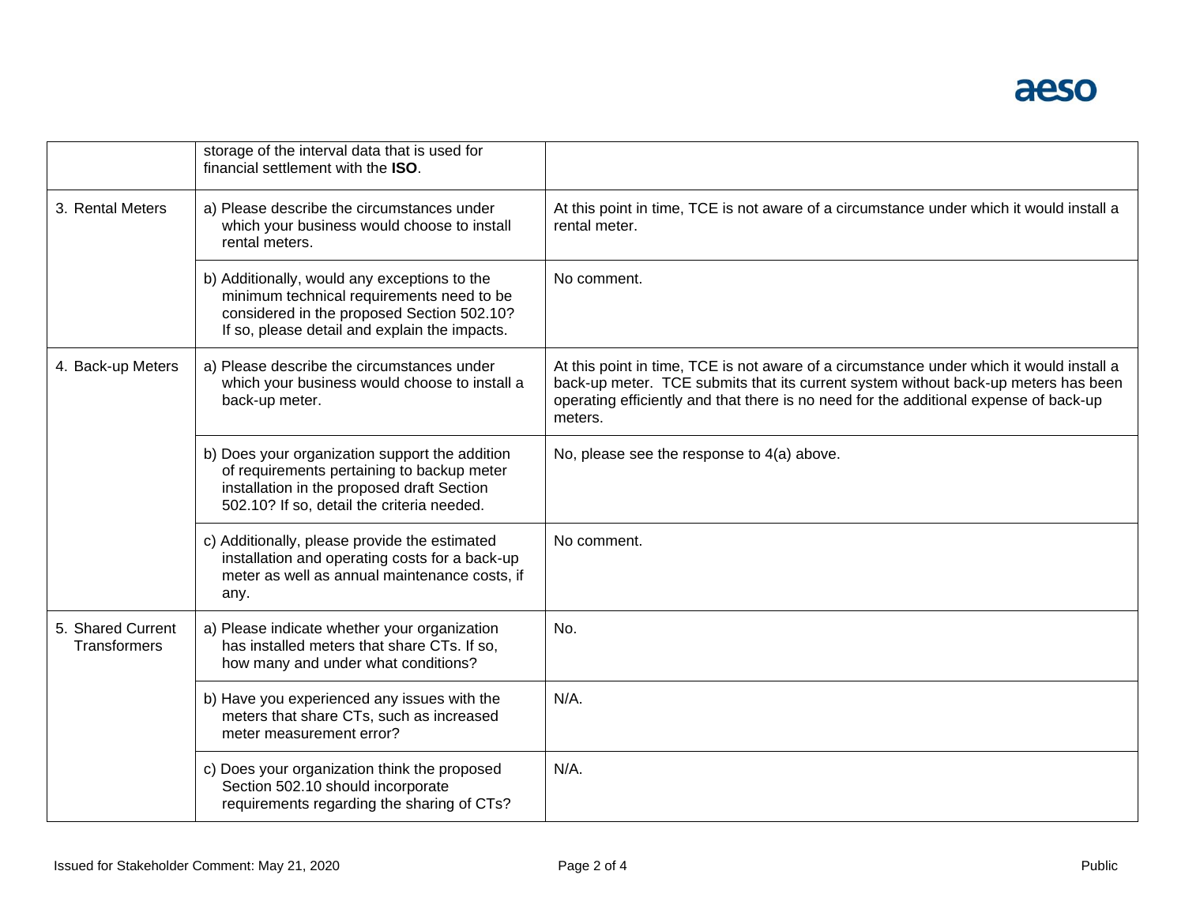|  |  |  |
|---|---|---|
|  | storage of the interval data that is used for financial settlement with the **ISO**. |  |
| 3. Rental Meters | a) Please describe the circumstances under which your business would choose to install rental meters. | At this point in time, TCE is not aware of a circumstance under which it would install a rental meter. |
|  | b) Additionally, would any exceptions to the minimum technical requirements need to be considered in the proposed Section 502.10? If so, please detail and explain the impacts. | No comment. |
| 4. Back-up Meters | a) Please describe the circumstances under which your business would choose to install a back-up meter. | At this point in time, TCE is not aware of a circumstance under which it would install a back-up meter. TCE submits that its current system without back-up meters has been operating efficiently and that there is no need for the additional expense of back-up meters. |
|  | b) Does your organization support the addition of requirements pertaining to backup meter installation in the proposed draft Section 502.10? If so, detail the criteria needed. | No, please see the response to 4(a) above. |
|  | c) Additionally, please provide the estimated installation and operating costs for a back-up meter as well as annual maintenance costs, if any. | No comment. |
| 5. Shared Current Transformers | a) Please indicate whether your organization has installed meters that share CTs. If so, how many and under what conditions? | No. |
|  | b) Have you experienced any issues with the meters that share CTs, such as increased meter measurement error? | N/A. |
|  | c) Does your organization think the proposed Section 502.10 should incorporate requirements regarding the sharing of CTs? | N/A. |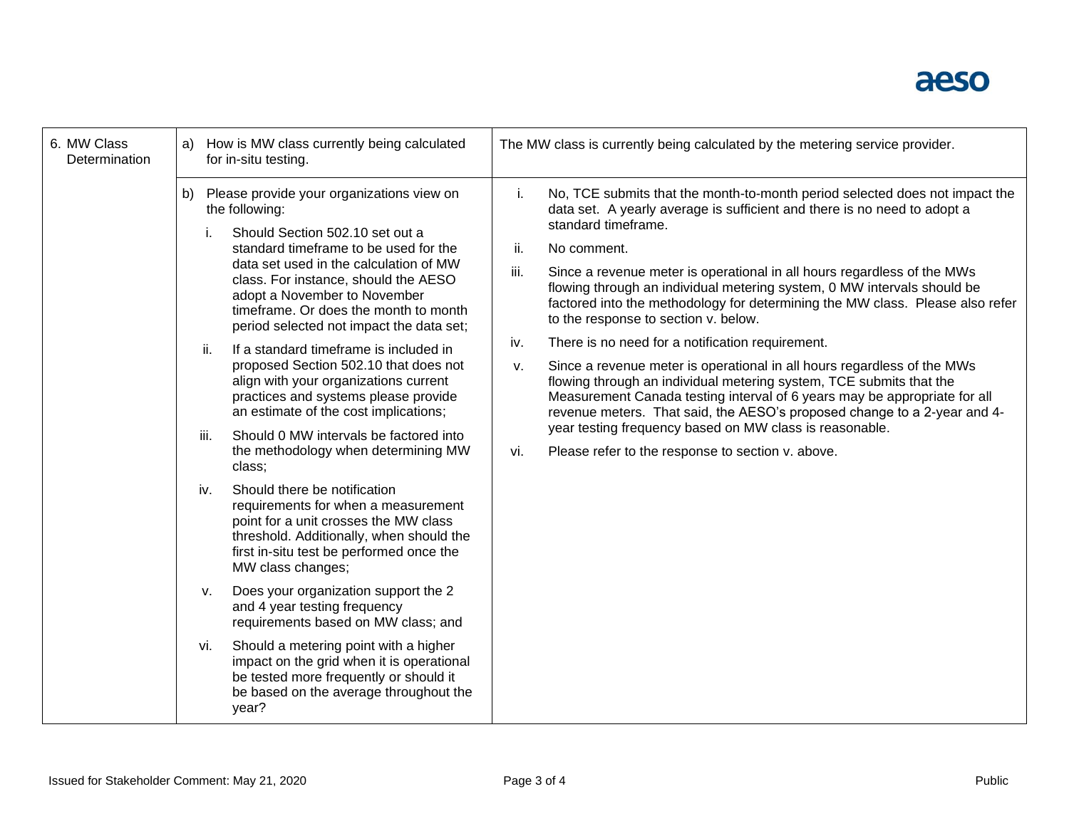| | | |
|---|---|---|
| 6. MW Class Determination | a) How is MW class currently being calculated for in-situ testing. | The MW class is currently being calculated by the metering service provider. |
| | b) Please provide your organizations view on the following:<br>i. Should Section 502.10 set out a standard timeframe to be used for the data set used in the calculation of MW class. For instance, should the AESO adopt a November to November timeframe. Or does the month to month period selected not impact the data set;<br>ii. If a standard timeframe is included in proposed Section 502.10 that does not align with your organizations current practices and systems please provide an estimate of the cost implications;<br>iii. Should 0 MW intervals be factored into the methodology when determining MW class;<br>iv. Should there be notification requirements for when a measurement point for a unit crosses the MW class threshold. Additionally, when should the first in-situ test be performed once the MW class changes;<br>v. Does your organization support the 2 and 4 year testing frequency requirements based on MW class; and<br>vi. Should a metering point with a higher impact on the grid when it is operational be tested more frequently or should it be based on the average throughout the year? | i. No, TCE submits that the month-to-month period selected does not impact the data set. A yearly average is sufficient and there is no need to adopt a standard timeframe.<br>ii. No comment.<br>iii. Since a revenue meter is operational in all hours regardless of the MWs flowing through an individual metering system, 0 MW intervals should be factored into the methodology for determining the MW class. Please also refer to the response to section v. below.<br>iv. There is no need for a notification requirement.<br>v. Since a revenue meter is operational in all hours regardless of the MWs flowing through an individual metering system, TCE submits that the Measurement Canada testing interval of 6 years may be appropriate for all revenue meters. That said, the AESO's proposed change to a 2-year and 4-year testing frequency based on MW class is reasonable.<br>vi. Please refer to the response to section v. above. |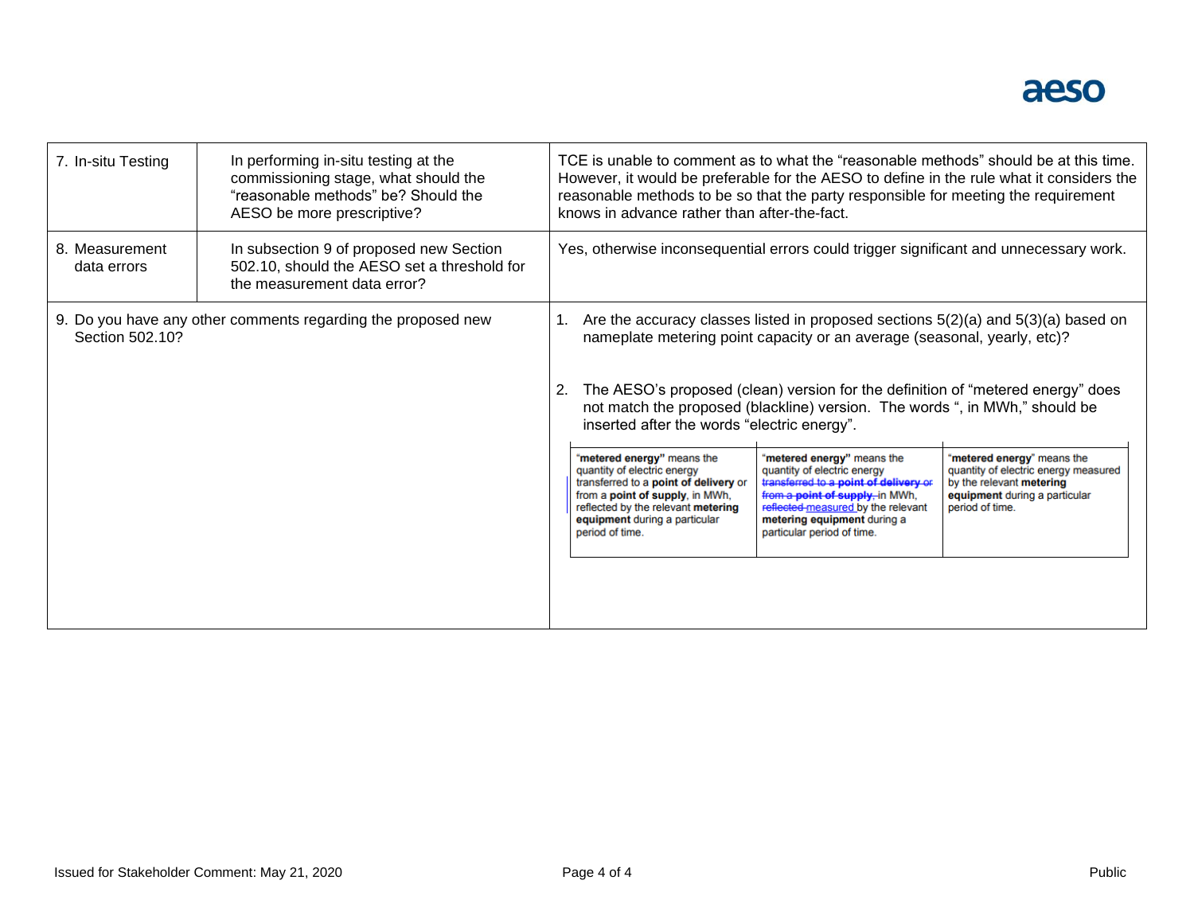| | | |
|---|---|---|
| 7. In-situ Testing | In performing in-situ testing at the commissioning stage, what should the "reasonable methods" be? Should the AESO be more prescriptive? | TCE is unable to comment as to what the "reasonable methods" should be at this time. However, it would be preferable for the AESO to define in the rule what it considers the reasonable methods to be so that the party responsible for meeting the requirement knows in advance rather than after-the-fact. |
| 8. Measurement data errors | In subsection 9 of proposed new Section 502.10, should the AESO set a threshold for the measurement data error? | Yes, otherwise inconsequential errors could trigger significant and unnecessary work. |
| 9. Do you have any other comments regarding the proposed new Section 502.10? | | 1. Are the accuracy classes listed in proposed sections 5(2)(a) and 5(3)(a) based on nameplate metering point capacity or an average (seasonal, yearly, etc)?<br><br>2. The AESO's proposed (clean) version for the definition of "metered energy" does not match the proposed (blackline) version. The words ", in MWh," should be inserted after the words "electric energy".<br><br>**Current:** "**metered energy"** means the quantity of electric energy transferred to a **point of delivery** or from a **point of supply**, in MWh, reflected by the relevant **metering equipment** during a particular period of time.<br><br>**Blackline:** "**metered energy"** means the quantity of electric energy ~~transferred to a **point of delivery** or from a **point of supply**,~~ in MWh, ~~reflected~~ measured by the relevant **metering equipment** during a particular period of time.<br><br>**Clean:** "**metered energy**" means the quantity of electric energy measured by the relevant **metering equipment** during a particular period of time. |